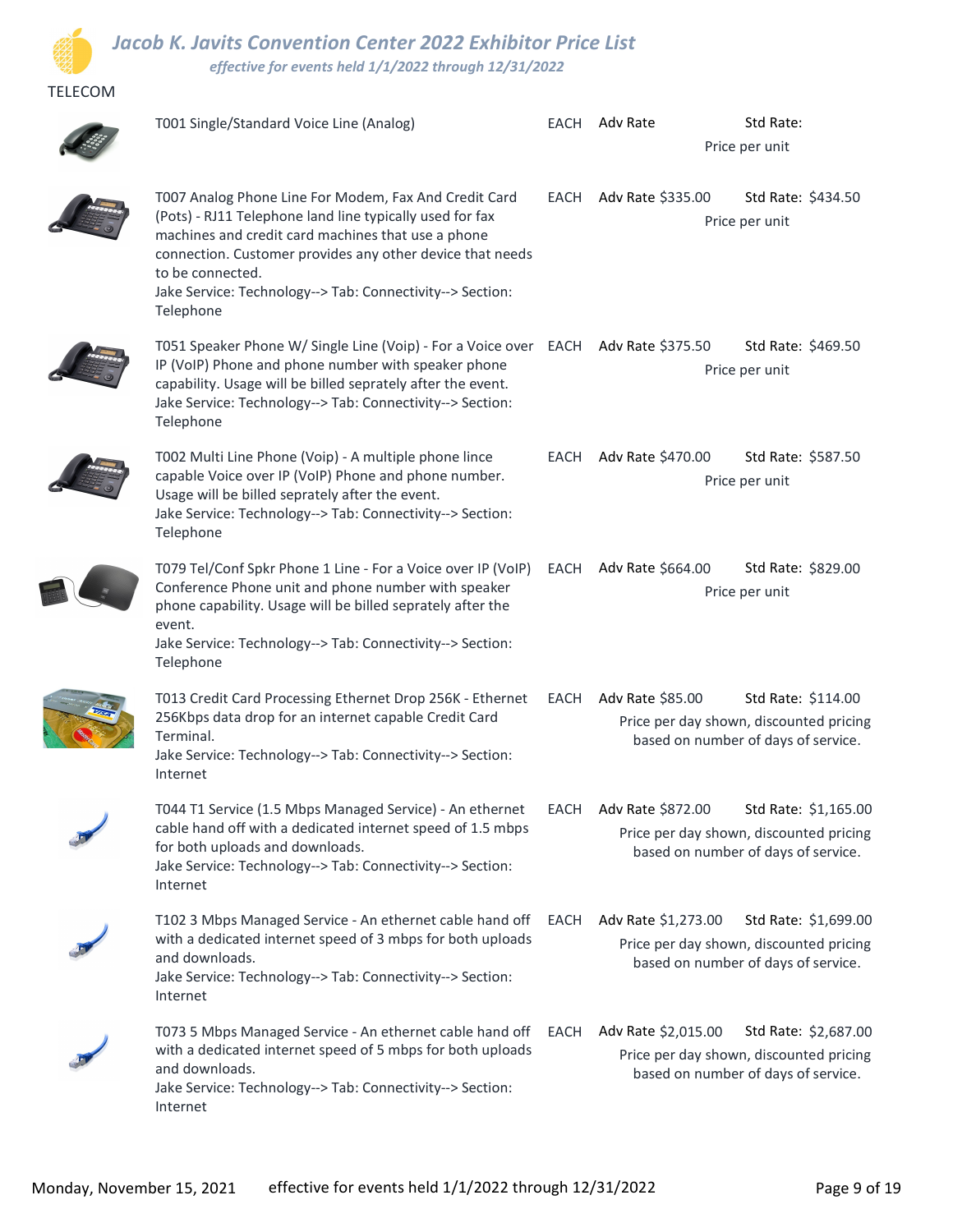# Jacob K. Javits Convention Center 2022 Exhibitor Price List

*effective for events held 1/1/2022 through 12/31/2022*

## TELECOM

| Item | Unit | Adv Rate | Std Rate |
|---|---|---|---|
| T001 Single/Standard Voice Line (Analog) | EACH | Adv Rate | Std Rate: <br>Price per unit |
| T007 Analog Phone Line For Modem, Fax And Credit Card (Pots) - RJ11 Telephone land line typically used for fax machines and credit card machines that use a phone connection. Customer provides any other device that needs to be connected.<br>Jake Service: Technology--> Tab: Connectivity--> Section: Telephone | EACH | Adv Rate $335.00 | Std Rate: $434.50<br>Price per unit |
| T051 Speaker Phone W/ Single Line (Voip) - For a Voice over IP (VoIP) Phone and phone number with speaker phone capability. Usage will be billed seprately after the event.<br>Jake Service: Technology--> Tab: Connectivity--> Section: Telephone | EACH | Adv Rate $375.50 | Std Rate: $469.50<br>Price per unit |
| T002 Multi Line Phone (Voip) - A multiple phone lince capable Voice over IP (VoIP) Phone and phone number. Usage will be billed seprately after the event.<br>Jake Service: Technology--> Tab: Connectivity--> Section: Telephone | EACH | Adv Rate $470.00 | Std Rate: $587.50<br>Price per unit |
| T079 Tel/Conf Spkr Phone 1 Line - For a Voice over IP (VoIP) Conference Phone unit and phone number with speaker phone capability. Usage will be billed seprately after the event.<br>Jake Service: Technology--> Tab: Connectivity--> Section: Telephone | EACH | Adv Rate $664.00 | Std Rate: $829.00<br>Price per unit |
| T013 Credit Card Processing Ethernet Drop 256K - Ethernet 256Kbps data drop for an internet capable Credit Card Terminal.<br>Jake Service: Technology--> Tab: Connectivity--> Section: Internet | EACH | Adv Rate $85.00 | Std Rate: $114.00<br>Price per day shown, discounted pricing based on number of days of service. |
| T044 T1 Service (1.5 Mbps Managed Service) - An ethernet cable hand off with a dedicated internet speed of 1.5 mbps for both uploads and downloads.<br>Jake Service: Technology--> Tab: Connectivity--> Section: Internet | EACH | Adv Rate $872.00 | Std Rate: $1,165.00<br>Price per day shown, discounted pricing based on number of days of service. |
| T102 3 Mbps Managed Service - An ethernet cable hand off with a dedicated internet speed of 3 mbps for both uploads and downloads.<br>Jake Service: Technology--> Tab: Connectivity--> Section: Internet | EACH | Adv Rate $1,273.00 | Std Rate: $1,699.00<br>Price per day shown, discounted pricing based on number of days of service. |
| T073 5 Mbps Managed Service - An ethernet cable hand off with a dedicated internet speed of 5 mbps for both uploads and downloads.<br>Jake Service: Technology--> Tab: Connectivity--> Section: Internet | EACH | Adv Rate $2,015.00 | Std Rate: $2,687.00<br>Price per day shown, discounted pricing based on number of days of service. |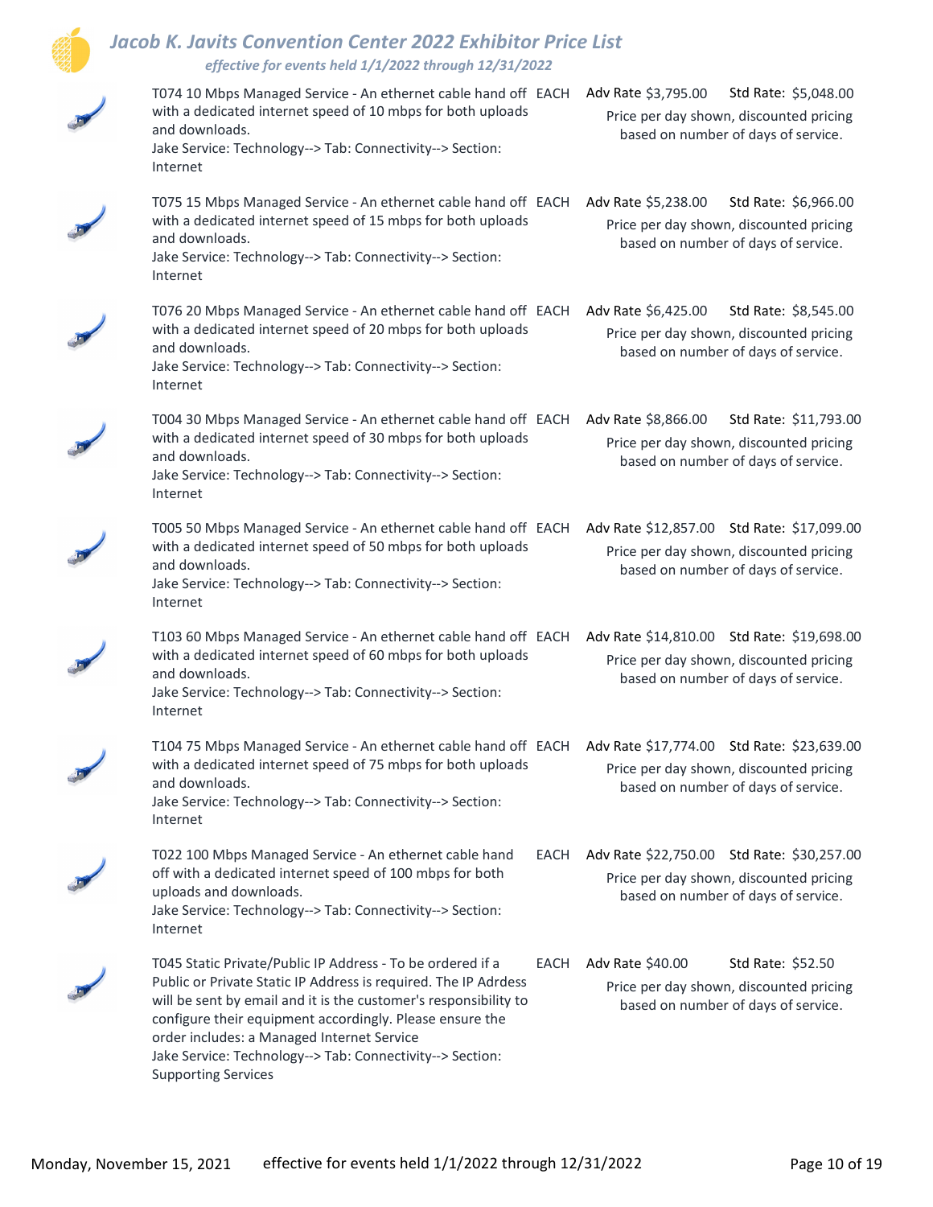# Jacob K. Javits Convention Center 2022 Exhibitor Price List

*effective for events held 1/1/2022 through 12/31/2022*

| Item | Unit | Adv Rate | Std Rate |
| --- | --- | --- | --- |
| T074 10 Mbps Managed Service - An ethernet cable hand off with a dedicated internet speed of 10 mbps for both uploads and downloads. Jake Service: Technology--> Tab: Connectivity--> Section: Internet | EACH | Adv Rate $3,795.00 | Std Rate: $5,048.00 |
| | | Price per day shown, discounted pricing based on number of days of service. | |
| T075 15 Mbps Managed Service - An ethernet cable hand off with a dedicated internet speed of 15 mbps for both uploads and downloads. Jake Service: Technology--> Tab: Connectivity--> Section: Internet | EACH | Adv Rate $5,238.00 | Std Rate: $6,966.00 |
| | | Price per day shown, discounted pricing based on number of days of service. | |
| T076 20 Mbps Managed Service - An ethernet cable hand off with a dedicated internet speed of 20 mbps for both uploads and downloads. Jake Service: Technology--> Tab: Connectivity--> Section: Internet | EACH | Adv Rate $6,425.00 | Std Rate: $8,545.00 |
| | | Price per day shown, discounted pricing based on number of days of service. | |
| T004 30 Mbps Managed Service - An ethernet cable hand off with a dedicated internet speed of 30 mbps for both uploads and downloads. Jake Service: Technology--> Tab: Connectivity--> Section: Internet | EACH | Adv Rate $8,866.00 | Std Rate: $11,793.00 |
| | | Price per day shown, discounted pricing based on number of days of service. | |
| T005 50 Mbps Managed Service - An ethernet cable hand off with a dedicated internet speed of 50 mbps for both uploads and downloads. Jake Service: Technology--> Tab: Connectivity--> Section: Internet | EACH | Adv Rate $12,857.00 | Std Rate: $17,099.00 |
| | | Price per day shown, discounted pricing based on number of days of service. | |
| T103 60 Mbps Managed Service - An ethernet cable hand off with a dedicated internet speed of 60 mbps for both uploads and downloads. Jake Service: Technology--> Tab: Connectivity--> Section: Internet | EACH | Adv Rate $14,810.00 | Std Rate: $19,698.00 |
| | | Price per day shown, discounted pricing based on number of days of service. | |
| T104 75 Mbps Managed Service - An ethernet cable hand off with a dedicated internet speed of 75 mbps for both uploads and downloads. Jake Service: Technology--> Tab: Connectivity--> Section: Internet | EACH | Adv Rate $17,774.00 | Std Rate: $23,639.00 |
| | | Price per day shown, discounted pricing based on number of days of service. | |
| T022 100 Mbps Managed Service - An ethernet cable hand off with a dedicated internet speed of 100 mbps for both uploads and downloads. Jake Service: Technology--> Tab: Connectivity--> Section: Internet | EACH | Adv Rate $22,750.00 | Std Rate: $30,257.00 |
| | | Price per day shown, discounted pricing based on number of days of service. | |
| T045 Static Private/Public IP Address - To be ordered if a Public or Private Static IP Address is required. The IP Adrdess will be sent by email and it is the customer's responsibility to configure their equipment accordingly. Please ensure the order includes: a Managed Internet Service Jake Service: Technology--> Tab: Connectivity--> Section: Supporting Services | EACH | Adv Rate $40.00 | Std Rate: $52.50 |
| | | Price per day shown, discounted pricing based on number of days of service. | |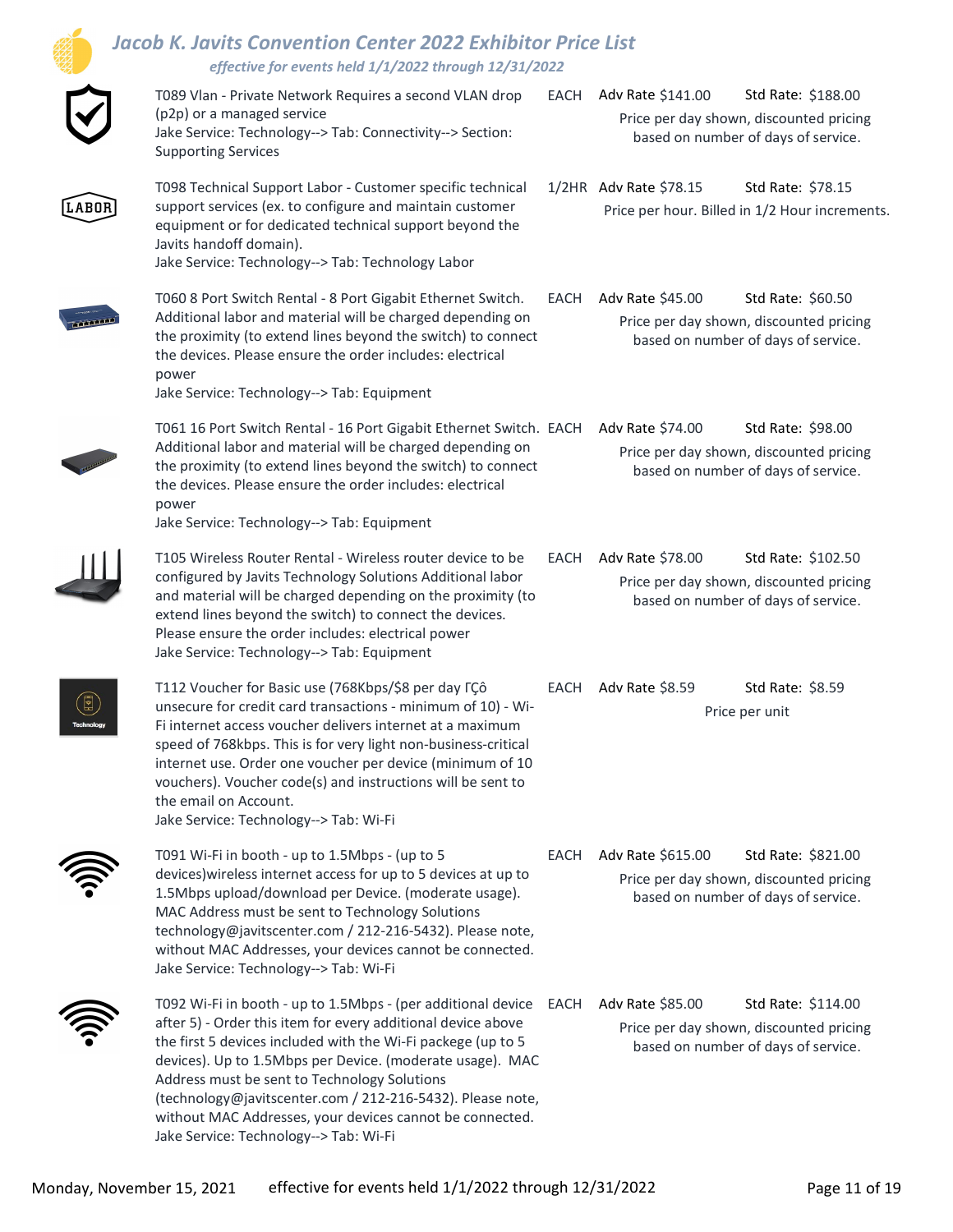| Item | Unit | Adv Rate | Std Rate | Notes |
|---|---|---|---|---|
| T089 Vlan - Private Network Requires a second VLAN drop (p2p) or a managed service<br>Jake Service: Technology--> Tab: Connectivity--> Section: Supporting Services | EACH | $141.00 | $188.00 | Price per day shown, discounted pricing based on number of days of service. |
| T098 Technical Support Labor - Customer specific technical support services (ex. to configure and maintain customer equipment or for dedicated technical support beyond the Javits handoff domain).<br>Jake Service: Technology--> Tab: Technology Labor | 1/2HR | $78.15 | $78.15 | Price per hour. Billed in 1/2 Hour increments. |
| T060 8 Port Switch Rental - 8 Port Gigabit Ethernet Switch. Additional labor and material will be charged depending on the proximity (to extend lines beyond the switch) to connect the devices. Please ensure the order includes: electrical power<br>Jake Service: Technology--> Tab: Equipment | EACH | $45.00 | $60.50 | Price per day shown, discounted pricing based on number of days of service. |
| T061 16 Port Switch Rental - 16 Port Gigabit Ethernet Switch. Additional labor and material will be charged depending on the proximity (to extend lines beyond the switch) to connect the devices. Please ensure the order includes: electrical power<br>Jake Service: Technology--> Tab: Equipment | EACH | $74.00 | $98.00 | Price per day shown, discounted pricing based on number of days of service. |
| T105 Wireless Router Rental - Wireless router device to be configured by Javits Technology Solutions Additional labor and material will be charged depending on the proximity (to extend lines beyond the switch) to connect the devices. Please ensure the order includes: electrical power<br>Jake Service: Technology--> Tab: Equipment | EACH | $78.00 | $102.50 | Price per day shown, discounted pricing based on number of days of service. |
| T112 Voucher for Basic use (768Kbps/$8 per day ΓÇô unsecure for credit card transactions - minimum of 10) - Wi-Fi internet access voucher delivers internet at a maximum speed of 768kbps. This is for very light non-business-critical internet use. Order one voucher per device (minimum of 10 vouchers). Voucher code(s) and instructions will be sent to the email on Account.<br>Jake Service: Technology--> Tab: Wi-Fi | EACH | $8.59 | $8.59 | Price per unit |
| T091 Wi-Fi in booth - up to 1.5Mbps - (up to 5 devices)wireless internet access for up to 5 devices at up to 1.5Mbps upload/download per Device. (moderate usage). MAC Address must be sent to Technology Solutions technology@javitscenter.com / 212-216-5432). Please note, without MAC Addresses, your devices cannot be connected.<br>Jake Service: Technology--> Tab: Wi-Fi | EACH | $615.00 | $821.00 | Price per day shown, discounted pricing based on number of days of service. |
| T092 Wi-Fi in booth - up to 1.5Mbps - (per additional device after 5) - Order this item for every additional device above the first 5 devices included with the Wi-Fi packege (up to 5 devices). Up to 1.5Mbps per Device. (moderate usage). MAC Address must be sent to Technology Solutions (technology@javitscenter.com / 212-216-5432). Please note, without MAC Addresses, your devices cannot be connected.<br>Jake Service: Technology--> Tab: Wi-Fi | EACH | $85.00 | $114.00 | Price per day shown, discounted pricing based on number of days of service. |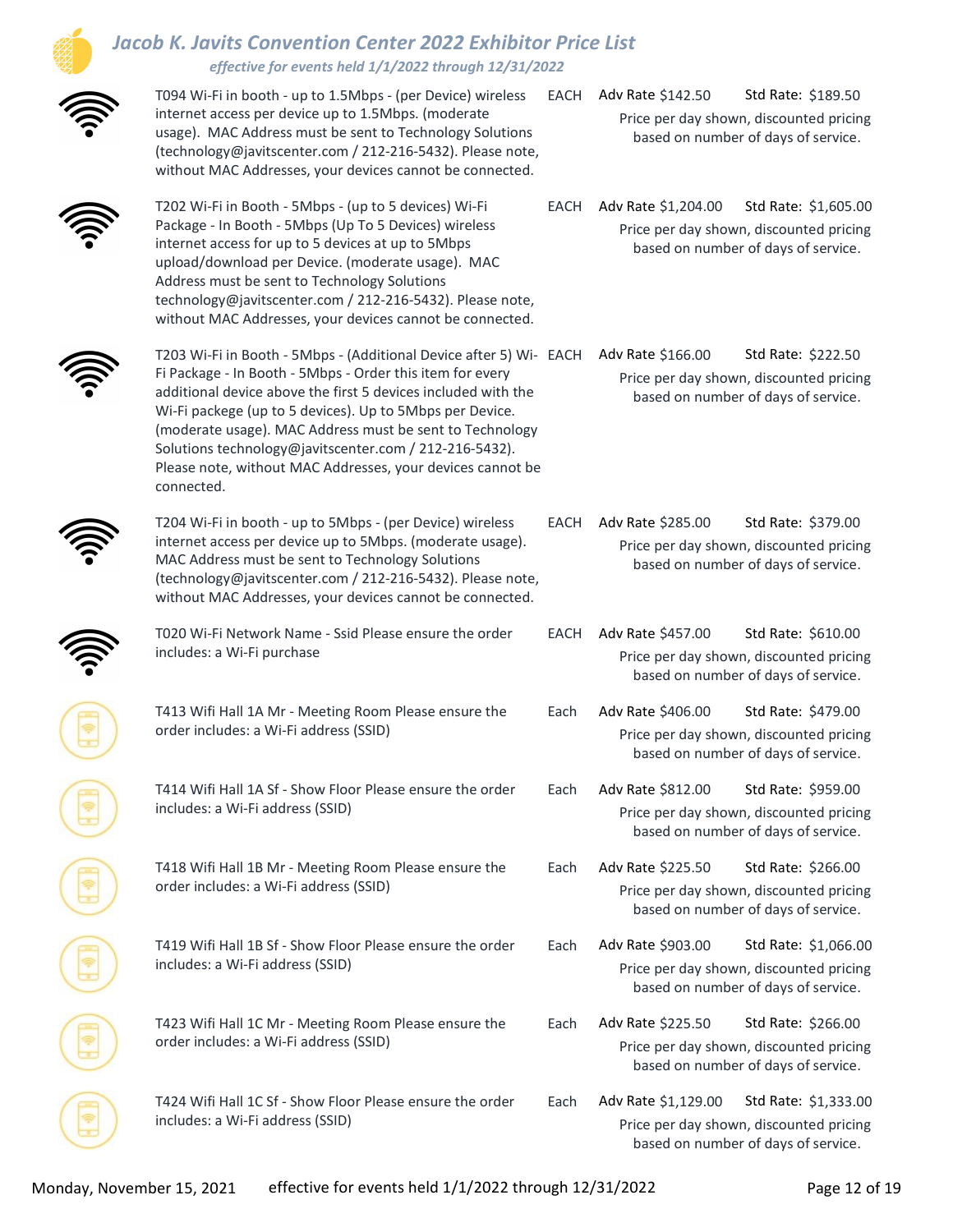# Jacob K. Javits Convention Center 2022 Exhibitor Price List

*effective for events held 1/1/2022 through 12/31/2022*

| Item | Unit | Adv Rate | Std Rate | Notes |
|---|---|---|---|---|
| T094 Wi-Fi in booth - up to 1.5Mbps - (per Device) wireless internet access per device up to 1.5Mbps. (moderate usage). MAC Address must be sent to Technology Solutions (technology@javitscenter.com / 212-216-5432). Please note, without MAC Addresses, your devices cannot be connected. | EACH | $142.50 | $189.50 | Price per day shown, discounted pricing based on number of days of service. |
| T202 Wi-Fi in Booth - 5Mbps - (up to 5 devices) Wi-Fi Package - In Booth - 5Mbps (Up To 5 Devices) wireless internet access for up to 5 devices at up to 5Mbps upload/download per Device. (moderate usage). MAC Address must be sent to Technology Solutions technology@javitscenter.com / 212-216-5432). Please note, without MAC Addresses, your devices cannot be connected. | EACH | $1,204.00 | $1,605.00 | Price per day shown, discounted pricing based on number of days of service. |
| T203 Wi-Fi in Booth - 5Mbps - (Additional Device after 5) Wi-Fi Package - In Booth - 5Mbps - Order this item for every additional device above the first 5 devices included with the Wi-Fi packege (up to 5 devices). Up to 5Mbps per Device. (moderate usage). MAC Address must be sent to Technology Solutions technology@javitscenter.com / 212-216-5432). Please note, without MAC Addresses, your devices cannot be connected. | EACH | $166.00 | $222.50 | Price per day shown, discounted pricing based on number of days of service. |
| T204 Wi-Fi in booth - up to 5Mbps - (per Device) wireless internet access per device up to 5Mbps. (moderate usage). MAC Address must be sent to Technology Solutions (technology@javitscenter.com / 212-216-5432). Please note, without MAC Addresses, your devices cannot be connected. | EACH | $285.00 | $379.00 | Price per day shown, discounted pricing based on number of days of service. |
| T020 Wi-Fi Network Name - Ssid Please ensure the order includes: a Wi-Fi purchase | EACH | $457.00 | $610.00 | Price per day shown, discounted pricing based on number of days of service. |
| T413 Wifi Hall 1A Mr - Meeting Room Please ensure the order includes: a Wi-Fi address (SSID) | Each | $406.00 | $479.00 | Price per day shown, discounted pricing based on number of days of service. |
| T414 Wifi Hall 1A Sf - Show Floor Please ensure the order includes: a Wi-Fi address (SSID) | Each | $812.00 | $959.00 | Price per day shown, discounted pricing based on number of days of service. |
| T418 Wifi Hall 1B Mr - Meeting Room Please ensure the order includes: a Wi-Fi address (SSID) | Each | $225.50 | $266.00 | Price per day shown, discounted pricing based on number of days of service. |
| T419 Wifi Hall 1B Sf - Show Floor Please ensure the order includes: a Wi-Fi address (SSID) | Each | $903.00 | $1,066.00 | Price per day shown, discounted pricing based on number of days of service. |
| T423 Wifi Hall 1C Mr - Meeting Room Please ensure the order includes: a Wi-Fi address (SSID) | Each | $225.50 | $266.00 | Price per day shown, discounted pricing based on number of days of service. |
| T424 Wifi Hall 1C Sf - Show Floor Please ensure the order includes: a Wi-Fi address (SSID) | Each | $1,129.00 | $1,333.00 | Price per day shown, discounted pricing based on number of days of service. |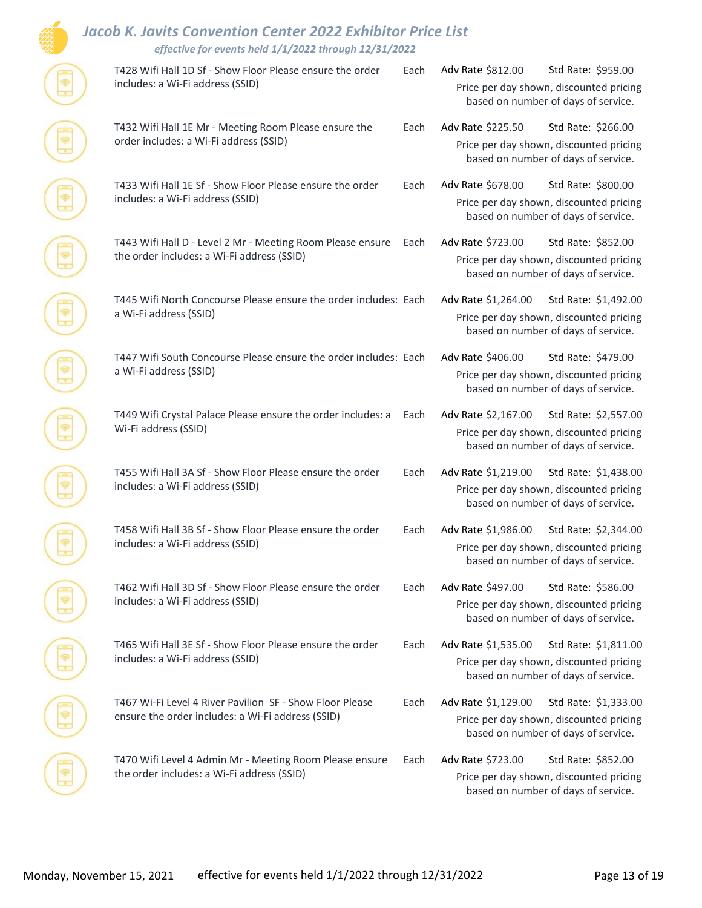| Item | Unit | Adv Rate | Std Rate | Notes |
|---|---|---|---|---|
| T428 Wifi Hall 1D Sf - Show Floor Please ensure the order includes: a Wi-Fi address (SSID) | Each | Adv Rate $812.00 | Std Rate: $959.00 | Price per day shown, discounted pricing based on number of days of service. |
| T432 Wifi Hall 1E Mr - Meeting Room Please ensure the order includes: a Wi-Fi address (SSID) | Each | Adv Rate $225.50 | Std Rate: $266.00 | Price per day shown, discounted pricing based on number of days of service. |
| T433 Wifi Hall 1E Sf - Show Floor Please ensure the order includes: a Wi-Fi address (SSID) | Each | Adv Rate $678.00 | Std Rate: $800.00 | Price per day shown, discounted pricing based on number of days of service. |
| T443 Wifi Hall D - Level 2 Mr - Meeting Room Please ensure the order includes: a Wi-Fi address (SSID) | Each | Adv Rate $723.00 | Std Rate: $852.00 | Price per day shown, discounted pricing based on number of days of service. |
| T445 Wifi North Concourse Please ensure the order includes: a Wi-Fi address (SSID) | Each | Adv Rate $1,264.00 | Std Rate: $1,492.00 | Price per day shown, discounted pricing based on number of days of service. |
| T447 Wifi South Concourse Please ensure the order includes: a Wi-Fi address (SSID) | Each | Adv Rate $406.00 | Std Rate: $479.00 | Price per day shown, discounted pricing based on number of days of service. |
| T449 Wifi Crystal Palace Please ensure the order includes: a Wi-Fi address (SSID) | Each | Adv Rate $2,167.00 | Std Rate: $2,557.00 | Price per day shown, discounted pricing based on number of days of service. |
| T455 Wifi Hall 3A Sf - Show Floor Please ensure the order includes: a Wi-Fi address (SSID) | Each | Adv Rate $1,219.00 | Std Rate: $1,438.00 | Price per day shown, discounted pricing based on number of days of service. |
| T458 Wifi Hall 3B Sf - Show Floor Please ensure the order includes: a Wi-Fi address (SSID) | Each | Adv Rate $1,986.00 | Std Rate: $2,344.00 | Price per day shown, discounted pricing based on number of days of service. |
| T462 Wifi Hall 3D Sf - Show Floor Please ensure the order includes: a Wi-Fi address (SSID) | Each | Adv Rate $497.00 | Std Rate: $586.00 | Price per day shown, discounted pricing based on number of days of service. |
| T465 Wifi Hall 3E Sf - Show Floor Please ensure the order includes: a Wi-Fi address (SSID) | Each | Adv Rate $1,535.00 | Std Rate: $1,811.00 | Price per day shown, discounted pricing based on number of days of service. |
| T467 Wi-Fi Level 4 River Pavilion SF - Show Floor Please ensure the order includes: a Wi-Fi address (SSID) | Each | Adv Rate $1,129.00 | Std Rate: $1,333.00 | Price per day shown, discounted pricing based on number of days of service. |
| T470 Wifi Level 4 Admin Mr - Meeting Room Please ensure the order includes: a Wi-Fi address (SSID) | Each | Adv Rate $723.00 | Std Rate: $852.00 | Price per day shown, discounted pricing based on number of days of service. |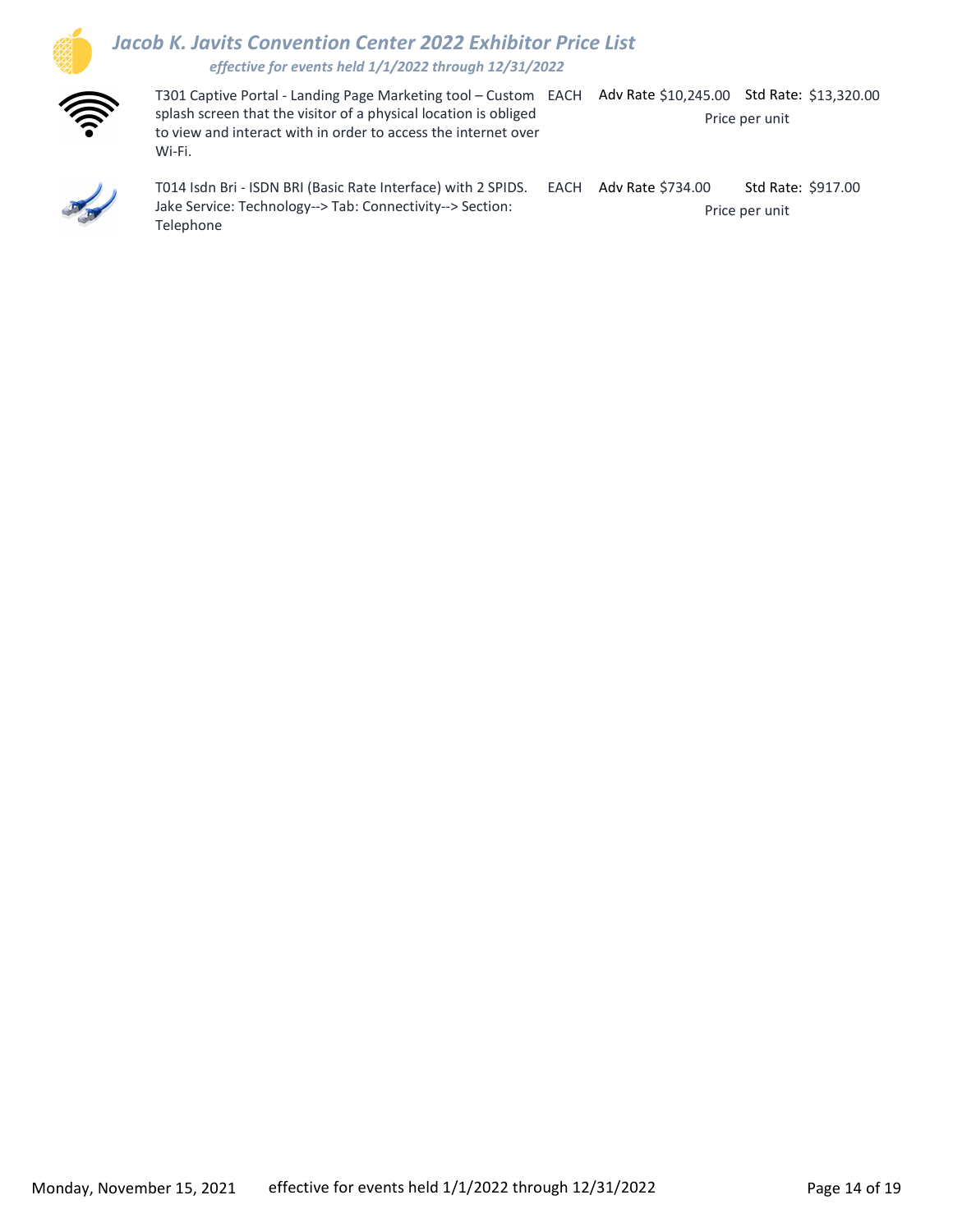| | | | |
|---|---|---|---|
| T301 Captive Portal - Landing Page Marketing tool – Custom splash screen that the visitor of a physical location is obliged to view and interact with in order to access the internet over Wi-Fi. | EACH | Adv Rate $10,245.00 | Std Rate: $13,320.00<br>Price per unit |
| T014 Isdn Bri - ISDN BRI (Basic Rate Interface) with 2 SPIDS. Jake Service: Technology--> Tab: Connectivity--> Section: Telephone | EACH | Adv Rate $734.00 | Std Rate: $917.00<br>Price per unit |